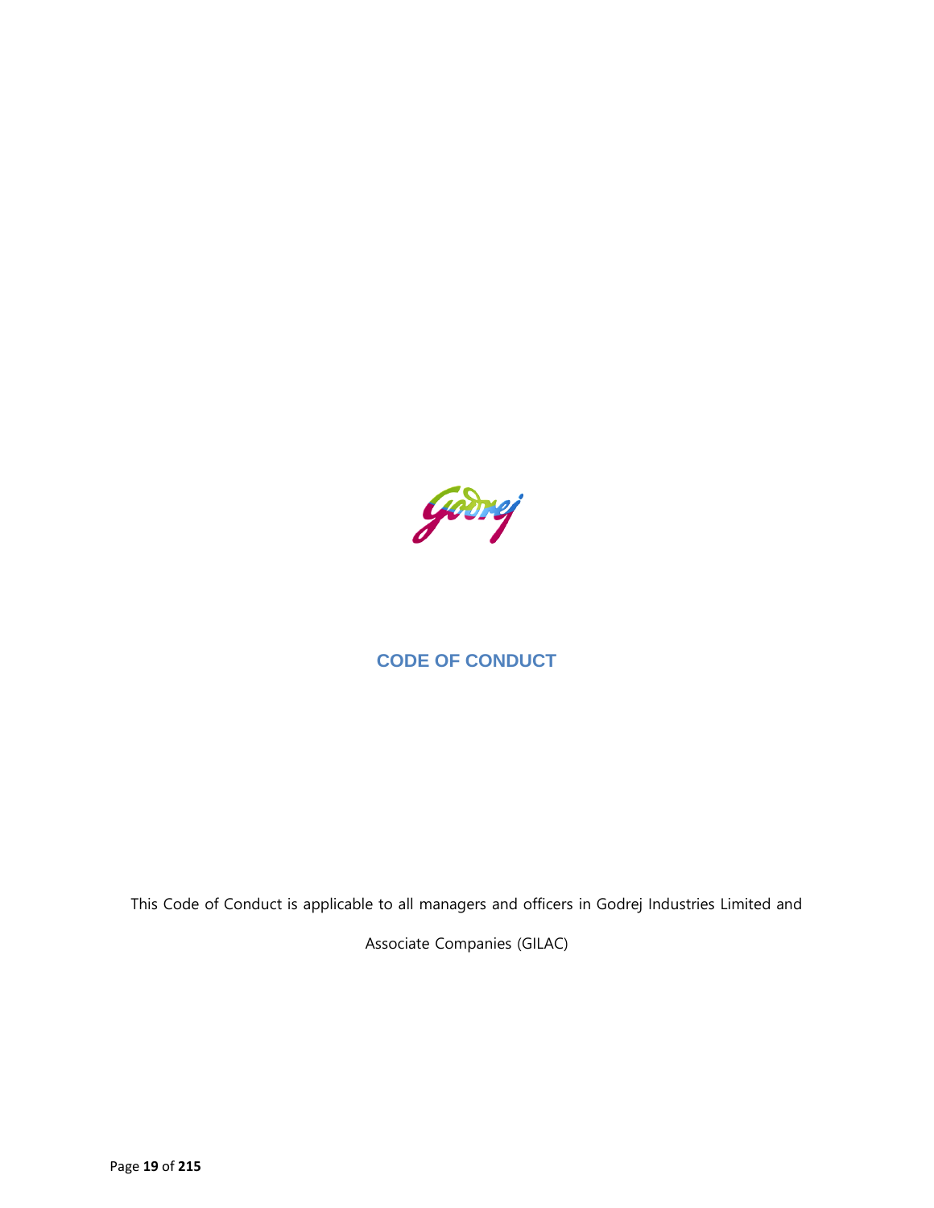# CODE OF CONDUCT

This Code of Conduct is applicable to all managers and officers in Godrej Industries Limited and Associate Companies (GILAC)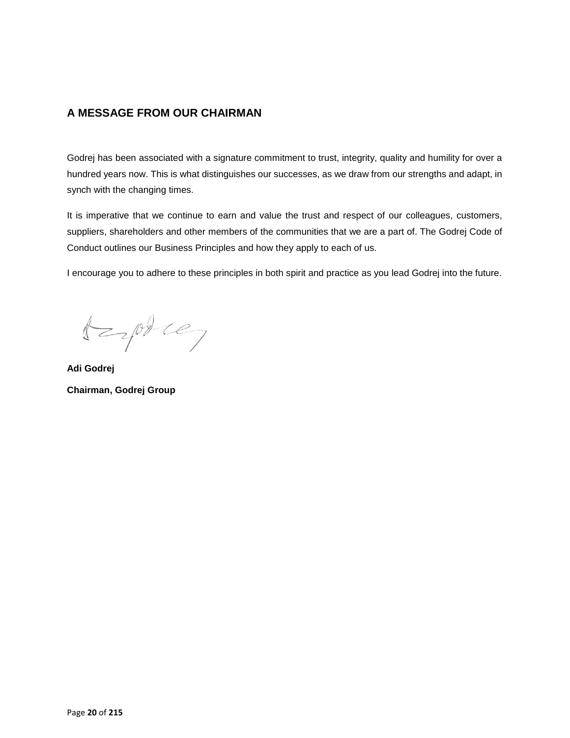## A MESSAGE FROM OUR CHAIRMAN

Godrej has been associated with a signature commitment to trust, integrity, quality and humility for over a hundred years now. This is what distinguishes our successes, as we draw from our strengths and adapt, in synch with the changing times.

It is imperative that we continue to earn and value the trust and respect of our colleagues, customers, suppliers, shareholders and other members of the communities that we are a part of. The Godrej Code of Conduct outlines our Business Principles and how they apply to each of us.

I encourage you to adhere to these principles in both spirit and practice as you lead Godrej into the future.

**Adi Godrej**

**Chairman, Godrej Group**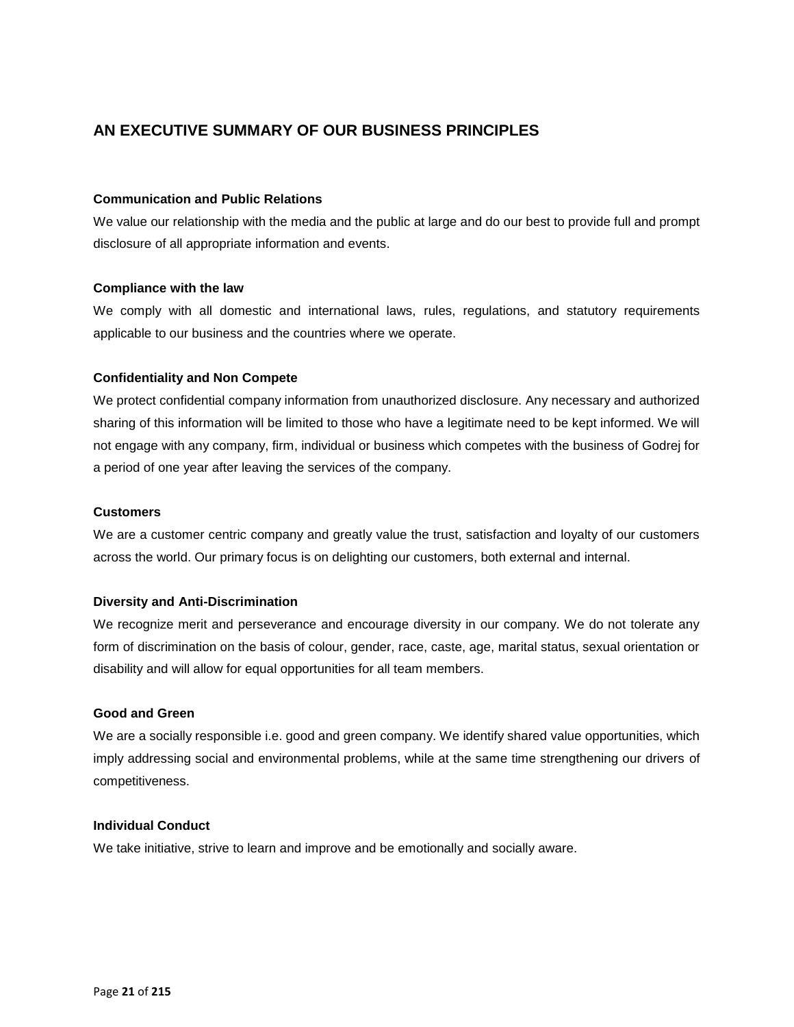## AN EXECUTIVE SUMMARY OF OUR BUSINESS PRINCIPLES

**Communication and Public Relations**

We value our relationship with the media and the public at large and do our best to provide full and prompt disclosure of all appropriate information and events.

**Compliance with the law**

We comply with all domestic and international laws, rules, regulations, and statutory requirements applicable to our business and the countries where we operate.

**Confidentiality and Non Compete**

We protect confidential company information from unauthorized disclosure. Any necessary and authorized sharing of this information will be limited to those who have a legitimate need to be kept informed. We will not engage with any company, firm, individual or business which competes with the business of Godrej for a period of one year after leaving the services of the company.

**Customers**

We are a customer centric company and greatly value the trust, satisfaction and loyalty of our customers across the world. Our primary focus is on delighting our customers, both external and internal.

**Diversity and Anti-Discrimination**

We recognize merit and perseverance and encourage diversity in our company. We do not tolerate any form of discrimination on the basis of colour, gender, race, caste, age, marital status, sexual orientation or disability and will allow for equal opportunities for all team members.

**Good and Green**

We are a socially responsible i.e. good and green company. We identify shared value opportunities, which imply addressing social and environmental problems, while at the same time strengthening our drivers of competitiveness.

**Individual Conduct**

We take initiative, strive to learn and improve and be emotionally and socially aware.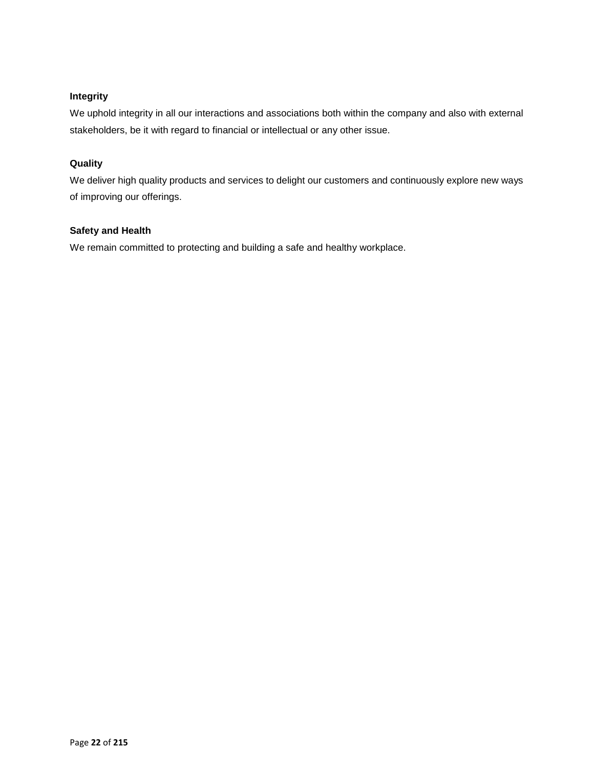**Integrity**

We uphold integrity in all our interactions and associations both within the company and also with external stakeholders, be it with regard to financial or intellectual or any other issue.

**Quality**

We deliver high quality products and services to delight our customers and continuously explore new ways of improving our offerings.

**Safety and Health**

We remain committed to protecting and building a safe and healthy workplace.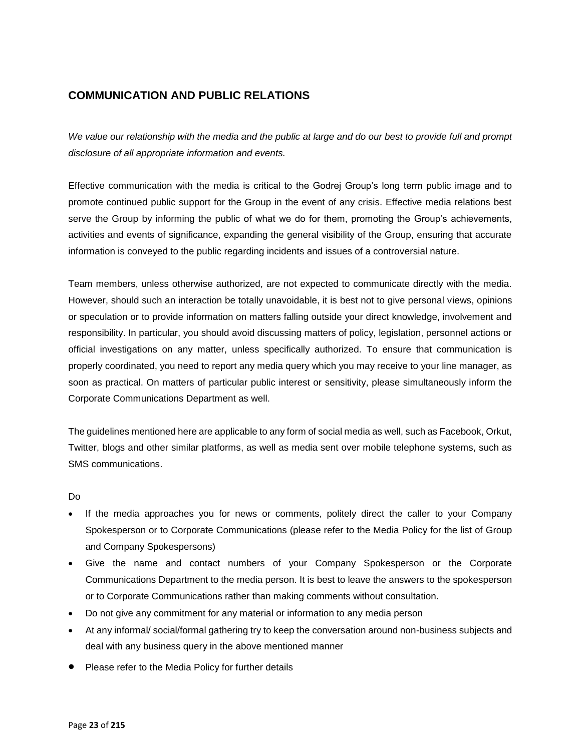## COMMUNICATION AND PUBLIC RELATIONS

*We value our relationship with the media and the public at large and do our best to provide full and prompt disclosure of all appropriate information and events.*

Effective communication with the media is critical to the Godrej Group's long term public image and to promote continued public support for the Group in the event of any crisis. Effective media relations best serve the Group by informing the public of what we do for them, promoting the Group's achievements, activities and events of significance, expanding the general visibility of the Group, ensuring that accurate information is conveyed to the public regarding incidents and issues of a controversial nature.

Team members, unless otherwise authorized, are not expected to communicate directly with the media. However, should such an interaction be totally unavoidable, it is best not to give personal views, opinions or speculation or to provide information on matters falling outside your direct knowledge, involvement and responsibility. In particular, you should avoid discussing matters of policy, legislation, personnel actions or official investigations on any matter, unless specifically authorized. To ensure that communication is properly coordinated, you need to report any media query which you may receive to your line manager, as soon as practical. On matters of particular public interest or sensitivity, please simultaneously inform the Corporate Communications Department as well.

The guidelines mentioned here are applicable to any form of social media as well, such as Facebook, Orkut, Twitter, blogs and other similar platforms, as well as media sent over mobile telephone systems, such as SMS communications.

Do

- If the media approaches you for news or comments, politely direct the caller to your Company Spokesperson or to Corporate Communications (please refer to the Media Policy for the list of Group and Company Spokespersons)
- Give the name and contact numbers of your Company Spokesperson or the Corporate Communications Department to the media person. It is best to leave the answers to the spokesperson or to Corporate Communications rather than making comments without consultation.
- Do not give any commitment for any material or information to any media person
- At any informal/ social/formal gathering try to keep the conversation around non-business subjects and deal with any business query in the above mentioned manner
- Please refer to the Media Policy for further details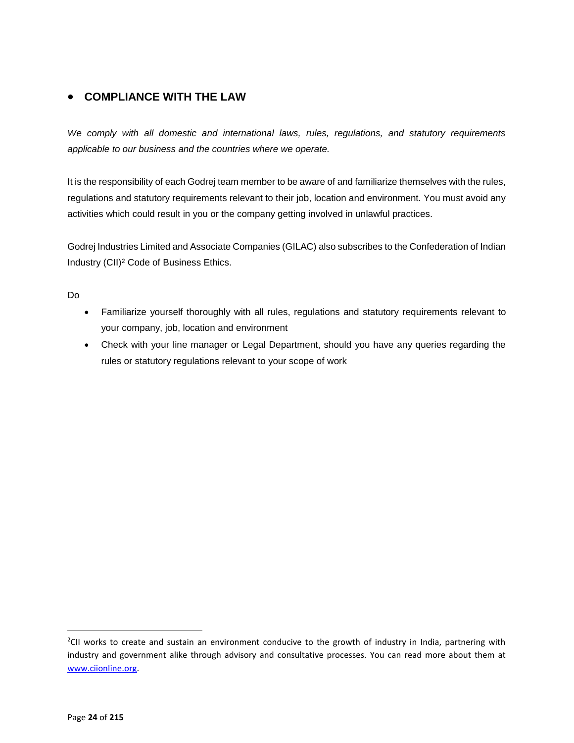## COMPLIANCE WITH THE LAW

*We comply with all domestic and international laws, rules, regulations, and statutory requirements applicable to our business and the countries where we operate.*

It is the responsibility of each Godrej team member to be aware of and familiarize themselves with the rules, regulations and statutory requirements relevant to their job, location and environment. You must avoid any activities which could result in you or the company getting involved in unlawful practices.

Godrej Industries Limited and Associate Companies (GILAC) also subscribes to the Confederation of Indian Industry (CII)[2] Code of Business Ethics.

Do

- Familiarize yourself thoroughly with all rules, regulations and statutory requirements relevant to your company, job, location and environment
- Check with your line manager or Legal Department, should you have any queries regarding the rules or statutory regulations relevant to your scope of work

---

[2] CII works to create and sustain an environment conducive to the growth of industry in India, partnering with industry and government alike through advisory and consultative processes. You can read more about them at [www.ciionline.org](http://www.ciionline.org).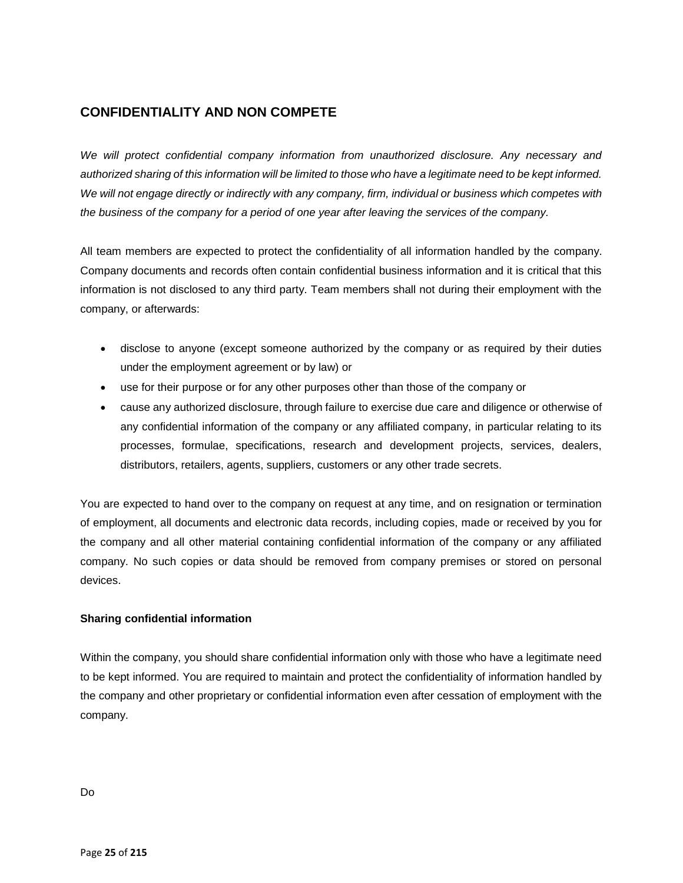## CONFIDENTIALITY AND NON COMPETE

*We will protect confidential company information from unauthorized disclosure. Any necessary and authorized sharing of this information will be limited to those who have a legitimate need to be kept informed. We will not engage directly or indirectly with any company, firm, individual or business which competes with the business of the company for a period of one year after leaving the services of the company.*

All team members are expected to protect the confidentiality of all information handled by the company. Company documents and records often contain confidential business information and it is critical that this information is not disclosed to any third party. Team members shall not during their employment with the company, or afterwards:

- disclose to anyone (except someone authorized by the company or as required by their duties under the employment agreement or by law) or
- use for their purpose or for any other purposes other than those of the company or
- cause any authorized disclosure, through failure to exercise due care and diligence or otherwise of any confidential information of the company or any affiliated company, in particular relating to its processes, formulae, specifications, research and development projects, services, dealers, distributors, retailers, agents, suppliers, customers or any other trade secrets.

You are expected to hand over to the company on request at any time, and on resignation or termination of employment, all documents and electronic data records, including copies, made or received by you for the company and all other material containing confidential information of the company or any affiliated company. No such copies or data should be removed from company premises or stored on personal devices.

**Sharing confidential information**

Within the company, you should share confidential information only with those who have a legitimate need to be kept informed. You are required to maintain and protect the confidentiality of information handled by the company and other proprietary or confidential information even after cessation of employment with the company.

Do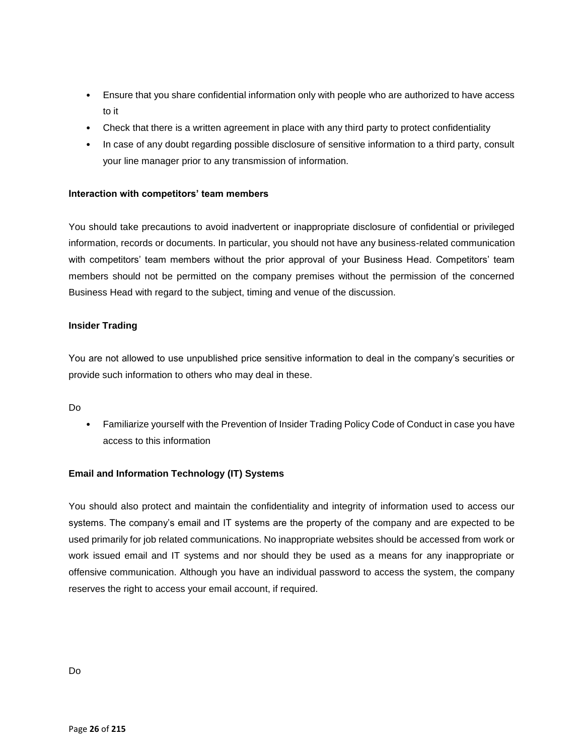- Ensure that you share confidential information only with people who are authorized to have access to it
- Check that there is a written agreement in place with any third party to protect confidentiality
- In case of any doubt regarding possible disclosure of sensitive information to a third party, consult your line manager prior to any transmission of information.

**Interaction with competitors' team members**

You should take precautions to avoid inadvertent or inappropriate disclosure of confidential or privileged information, records or documents. In particular, you should not have any business-related communication with competitors' team members without the prior approval of your Business Head. Competitors' team members should not be permitted on the company premises without the permission of the concerned Business Head with regard to the subject, timing and venue of the discussion.

**Insider Trading**

You are not allowed to use unpublished price sensitive information to deal in the company's securities or provide such information to others who may deal in these.

Do

- Familiarize yourself with the Prevention of Insider Trading Policy Code of Conduct in case you have access to this information

**Email and Information Technology (IT) Systems**

You should also protect and maintain the confidentiality and integrity of information used to access our systems. The company's email and IT systems are the property of the company and are expected to be used primarily for job related communications. No inappropriate websites should be accessed from work or work issued email and IT systems and nor should they be used as a means for any inappropriate or offensive communication. Although you have an individual password to access the system, the company reserves the right to access your email account, if required.

Do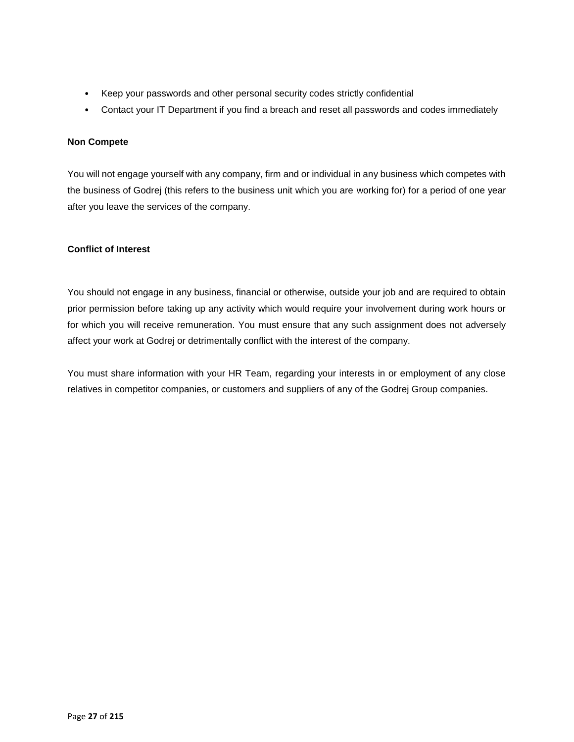- Keep your passwords and other personal security codes strictly confidential
- Contact your IT Department if you find a breach and reset all passwords and codes immediately

**Non Compete**

You will not engage yourself with any company, firm and or individual in any business which competes with the business of Godrej (this refers to the business unit which you are working for) for a period of one year after you leave the services of the company.

**Conflict of Interest**

You should not engage in any business, financial or otherwise, outside your job and are required to obtain prior permission before taking up any activity which would require your involvement during work hours or for which you will receive remuneration. You must ensure that any such assignment does not adversely affect your work at Godrej or detrimentally conflict with the interest of the company.

You must share information with your HR Team, regarding your interests in or employment of any close relatives in competitor companies, or customers and suppliers of any of the Godrej Group companies.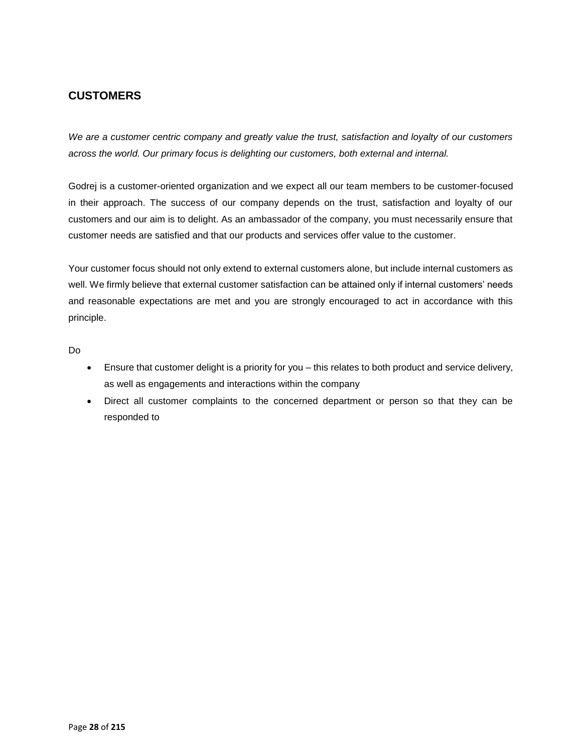## CUSTOMERS

*We are a customer centric company and greatly value the trust, satisfaction and loyalty of our customers across the world. Our primary focus is delighting our customers, both external and internal.*

Godrej is a customer-oriented organization and we expect all our team members to be customer-focused in their approach. The success of our company depends on the trust, satisfaction and loyalty of our customers and our aim is to delight. As an ambassador of the company, you must necessarily ensure that customer needs are satisfied and that our products and services offer value to the customer.

Your customer focus should not only extend to external customers alone, but include internal customers as well. We firmly believe that external customer satisfaction can be attained only if internal customers' needs and reasonable expectations are met and you are strongly encouraged to act in accordance with this principle.

Do

- Ensure that customer delight is a priority for you – this relates to both product and service delivery, as well as engagements and interactions within the company
- Direct all customer complaints to the concerned department or person so that they can be responded to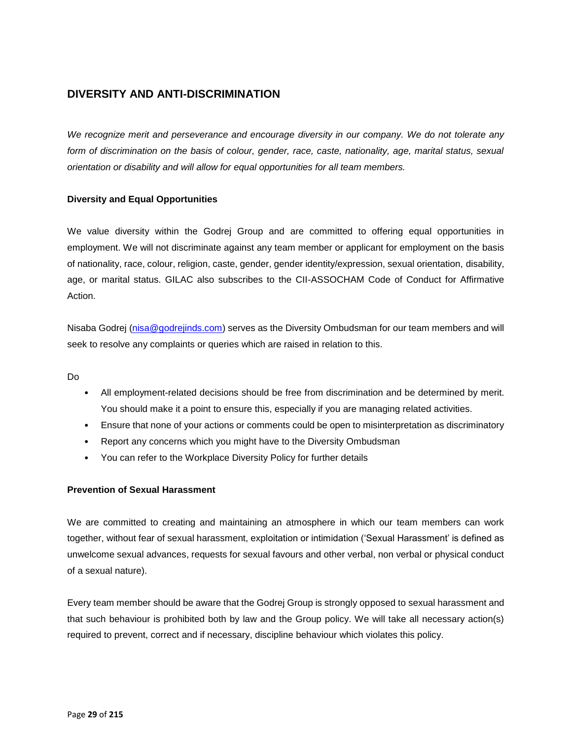## DIVERSITY AND ANTI-DISCRIMINATION

*We recognize merit and perseverance and encourage diversity in our company. We do not tolerate any form of discrimination on the basis of colour, gender, race, caste, nationality, age, marital status, sexual orientation or disability and will allow for equal opportunities for all team members.*

### Diversity and Equal Opportunities

We value diversity within the Godrej Group and are committed to offering equal opportunities in employment. We will not discriminate against any team member or applicant for employment on the basis of nationality, race, colour, religion, caste, gender, gender identity/expression, sexual orientation, disability, age, or marital status. GILAC also subscribes to the CII-ASSOCHAM Code of Conduct for Affirmative Action.

Nisaba Godrej (nisa@godrejinds.com) serves as the Diversity Ombudsman for our team members and will seek to resolve any complaints or queries which are raised in relation to this.

Do

- All employment-related decisions should be free from discrimination and be determined by merit. You should make it a point to ensure this, especially if you are managing related activities.
- Ensure that none of your actions or comments could be open to misinterpretation as discriminatory
- Report any concerns which you might have to the Diversity Ombudsman
- You can refer to the Workplace Diversity Policy for further details

### Prevention of Sexual Harassment

We are committed to creating and maintaining an atmosphere in which our team members can work together, without fear of sexual harassment, exploitation or intimidation ('Sexual Harassment' is defined as unwelcome sexual advances, requests for sexual favours and other verbal, non verbal or physical conduct of a sexual nature).

Every team member should be aware that the Godrej Group is strongly opposed to sexual harassment and that such behaviour is prohibited both by law and the Group policy. We will take all necessary action(s) required to prevent, correct and if necessary, discipline behaviour which violates this policy.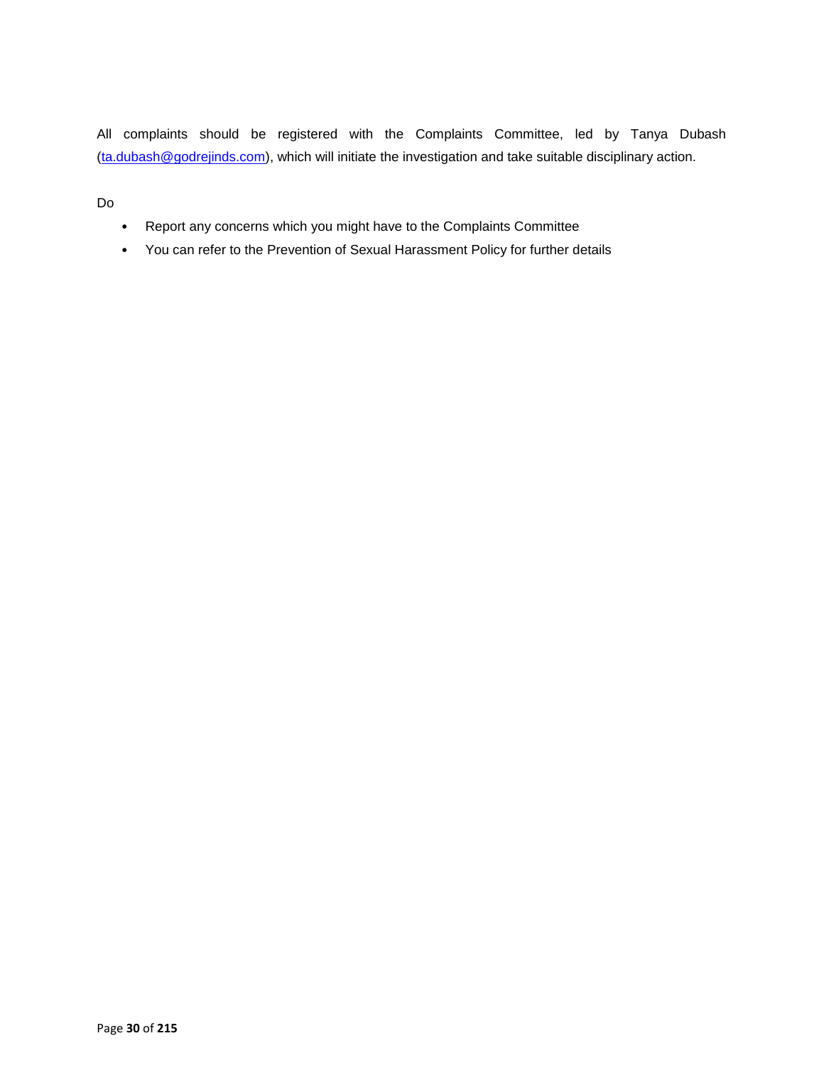All complaints should be registered with the Complaints Committee, led by Tanya Dubash (ta.dubash@godrejinds.com), which will initiate the investigation and take suitable disciplinary action.

Do

- Report any concerns which you might have to the Complaints Committee
- You can refer to the Prevention of Sexual Harassment Policy for further details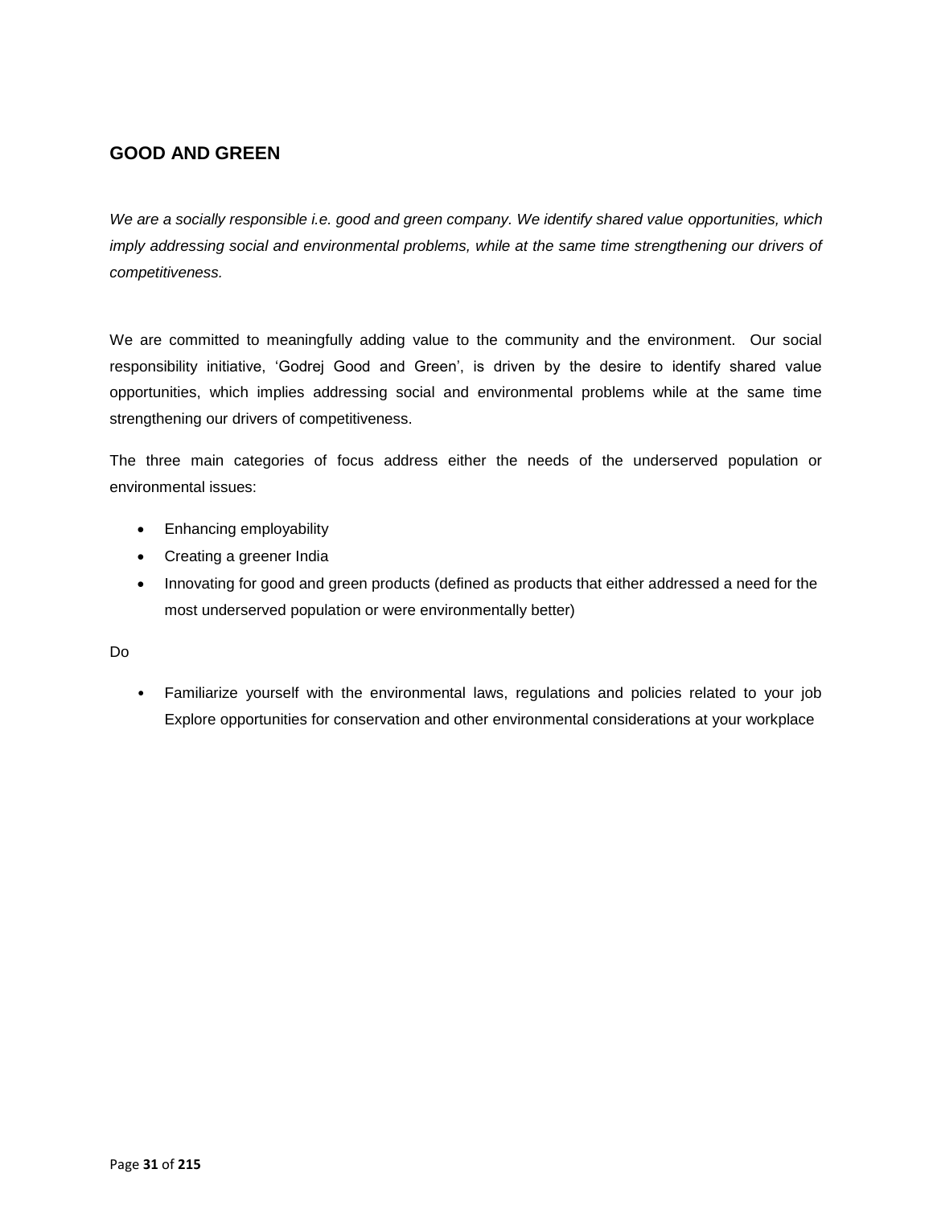## GOOD AND GREEN

*We are a socially responsible i.e. good and green company. We identify shared value opportunities, which imply addressing social and environmental problems, while at the same time strengthening our drivers of competitiveness.*

We are committed to meaningfully adding value to the community and the environment. Our social responsibility initiative, 'Godrej Good and Green', is driven by the desire to identify shared value opportunities, which implies addressing social and environmental problems while at the same time strengthening our drivers of competitiveness.

The three main categories of focus address either the needs of the underserved population or environmental issues:

- Enhancing employability
- Creating a greener India
- Innovating for good and green products (defined as products that either addressed a need for the most underserved population or were environmentally better)

Do

- Familiarize yourself with the environmental laws, regulations and policies related to your job Explore opportunities for conservation and other environmental considerations at your workplace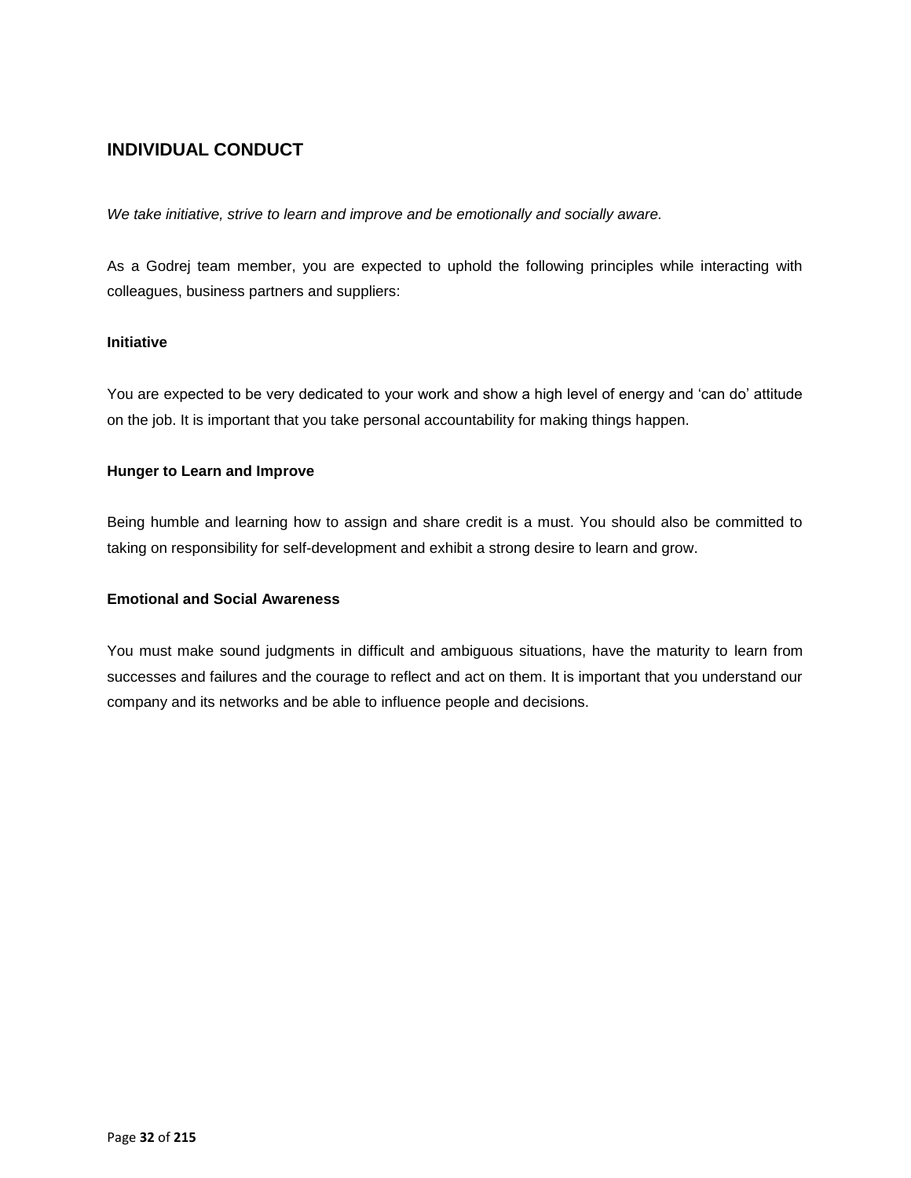## INDIVIDUAL CONDUCT

*We take initiative, strive to learn and improve and be emotionally and socially aware.*

As a Godrej team member, you are expected to uphold the following principles while interacting with colleagues, business partners and suppliers:

**Initiative**

You are expected to be very dedicated to your work and show a high level of energy and 'can do' attitude on the job. It is important that you take personal accountability for making things happen.

**Hunger to Learn and Improve**

Being humble and learning how to assign and share credit is a must. You should also be committed to taking on responsibility for self-development and exhibit a strong desire to learn and grow.

**Emotional and Social Awareness**

You must make sound judgments in difficult and ambiguous situations, have the maturity to learn from successes and failures and the courage to reflect and act on them. It is important that you understand our company and its networks and be able to influence people and decisions.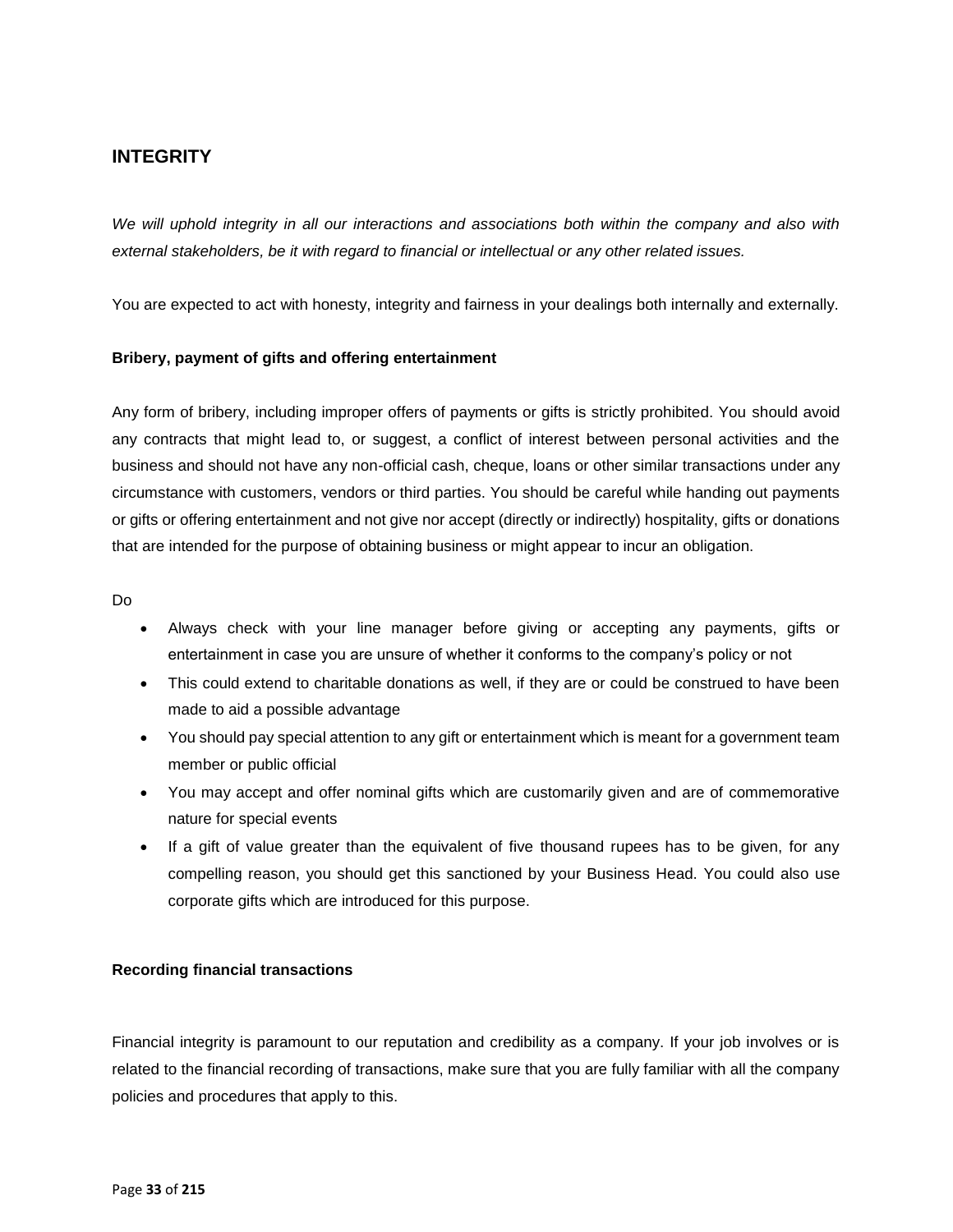## INTEGRITY

*We will uphold integrity in all our interactions and associations both within the company and also with external stakeholders, be it with regard to financial or intellectual or any other related issues.*

You are expected to act with honesty, integrity and fairness in your dealings both internally and externally.

**Bribery, payment of gifts and offering entertainment**

Any form of bribery, including improper offers of payments or gifts is strictly prohibited. You should avoid any contracts that might lead to, or suggest, a conflict of interest between personal activities and the business and should not have any non-official cash, cheque, loans or other similar transactions under any circumstance with customers, vendors or third parties. You should be careful while handing out payments or gifts or offering entertainment and not give nor accept (directly or indirectly) hospitality, gifts or donations that are intended for the purpose of obtaining business or might appear to incur an obligation.

Do

- Always check with your line manager before giving or accepting any payments, gifts or entertainment in case you are unsure of whether it conforms to the company's policy or not
- This could extend to charitable donations as well, if they are or could be construed to have been made to aid a possible advantage
- You should pay special attention to any gift or entertainment which is meant for a government team member or public official
- You may accept and offer nominal gifts which are customarily given and are of commemorative nature for special events
- If a gift of value greater than the equivalent of five thousand rupees has to be given, for any compelling reason, you should get this sanctioned by your Business Head. You could also use corporate gifts which are introduced for this purpose.

**Recording financial transactions**

Financial integrity is paramount to our reputation and credibility as a company. If your job involves or is related to the financial recording of transactions, make sure that you are fully familiar with all the company policies and procedures that apply to this.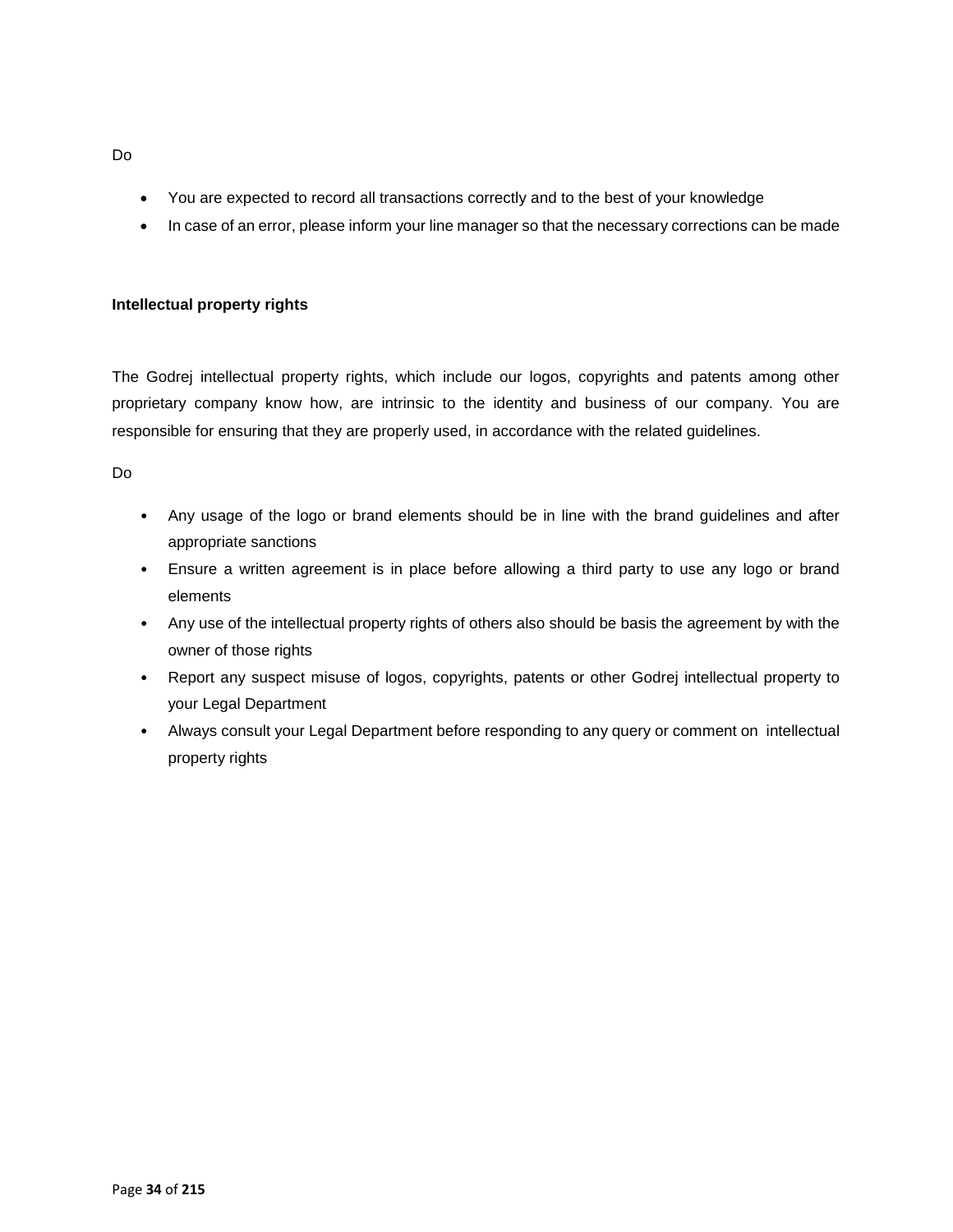Do

- You are expected to record all transactions correctly and to the best of your knowledge
- In case of an error, please inform your line manager so that the necessary corrections can be made

**Intellectual property rights**

The Godrej intellectual property rights, which include our logos, copyrights and patents among other proprietary company know how, are intrinsic to the identity and business of our company. You are responsible for ensuring that they are properly used, in accordance with the related guidelines.

Do

- Any usage of the logo or brand elements should be in line with the brand guidelines and after appropriate sanctions
- Ensure a written agreement is in place before allowing a third party to use any logo or brand elements
- Any use of the intellectual property rights of others also should be basis the agreement by with the owner of those rights
- Report any suspect misuse of logos, copyrights, patents or other Godrej intellectual property to your Legal Department
- Always consult your Legal Department before responding to any query or comment on intellectual property rights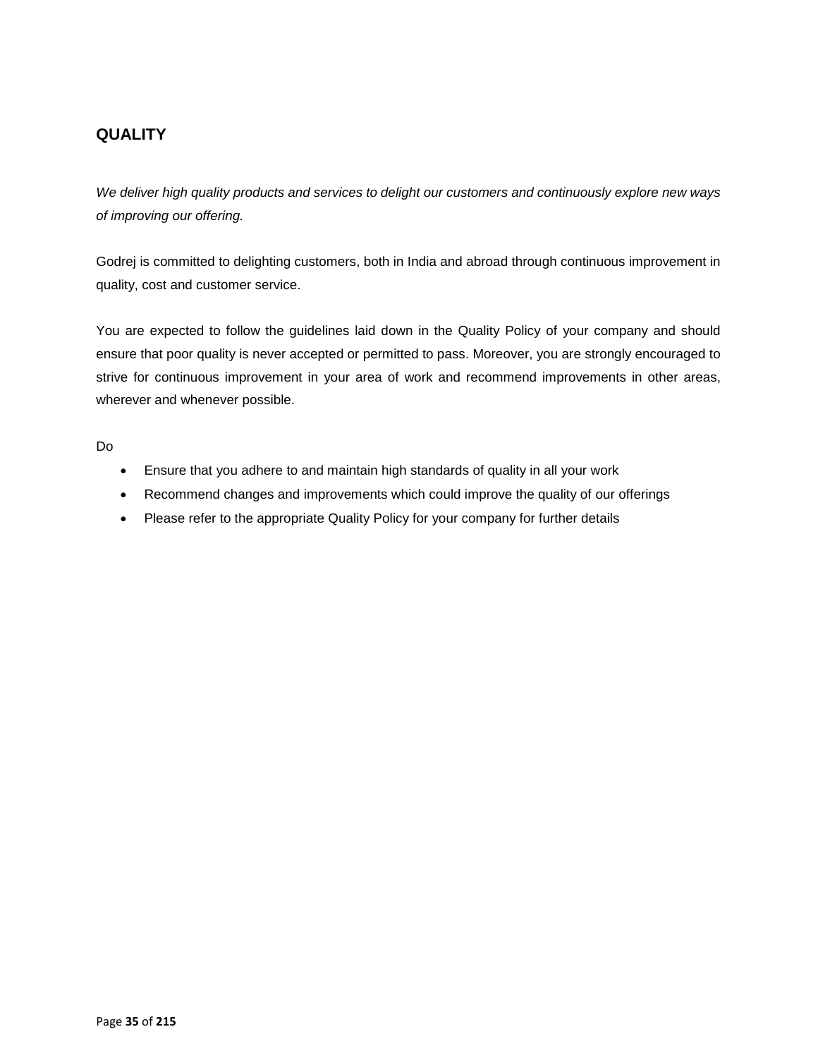## QUALITY

*We deliver high quality products and services to delight our customers and continuously explore new ways of improving our offering.*

Godrej is committed to delighting customers, both in India and abroad through continuous improvement in quality, cost and customer service.

You are expected to follow the guidelines laid down in the Quality Policy of your company and should ensure that poor quality is never accepted or permitted to pass. Moreover, you are strongly encouraged to strive for continuous improvement in your area of work and recommend improvements in other areas, wherever and whenever possible.

Do

- Ensure that you adhere to and maintain high standards of quality in all your work
- Recommend changes and improvements which could improve the quality of our offerings
- Please refer to the appropriate Quality Policy for your company for further details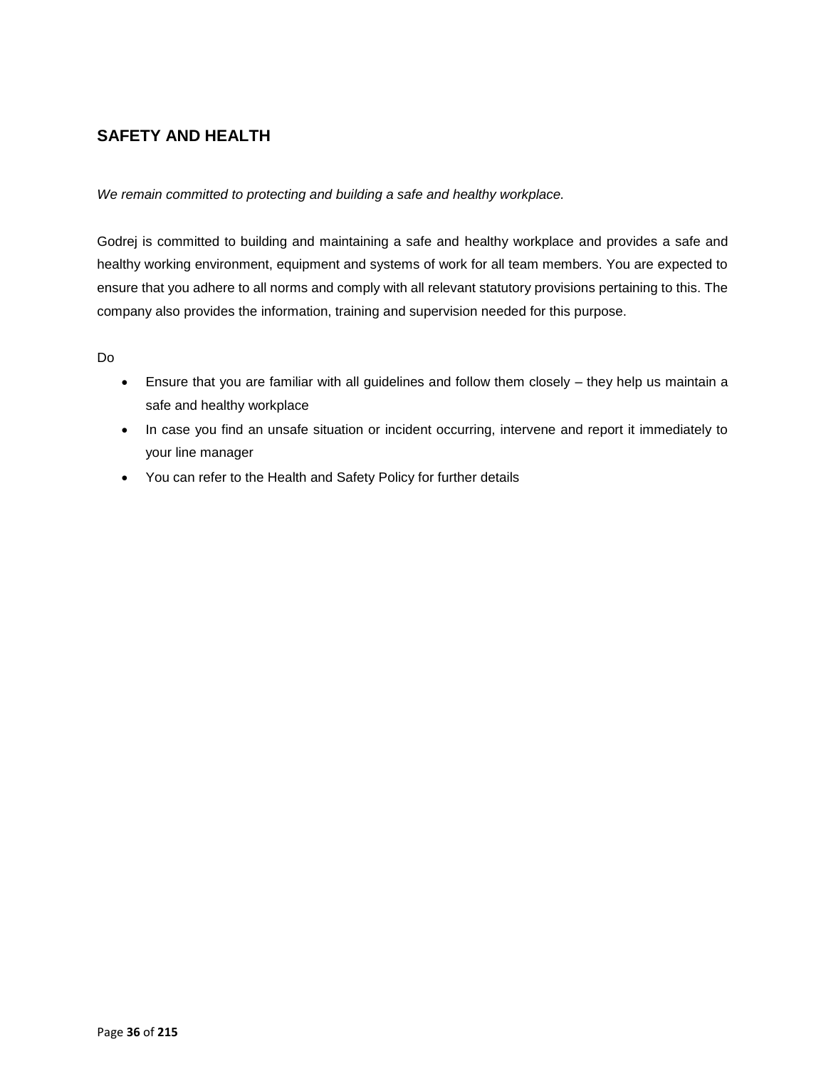## SAFETY AND HEALTH

*We remain committed to protecting and building a safe and healthy workplace.*

Godrej is committed to building and maintaining a safe and healthy workplace and provides a safe and healthy working environment, equipment and systems of work for all team members. You are expected to ensure that you adhere to all norms and comply with all relevant statutory provisions pertaining to this. The company also provides the information, training and supervision needed for this purpose.

Do

- Ensure that you are familiar with all guidelines and follow them closely – they help us maintain a safe and healthy workplace
- In case you find an unsafe situation or incident occurring, intervene and report it immediately to your line manager
- You can refer to the Health and Safety Policy for further details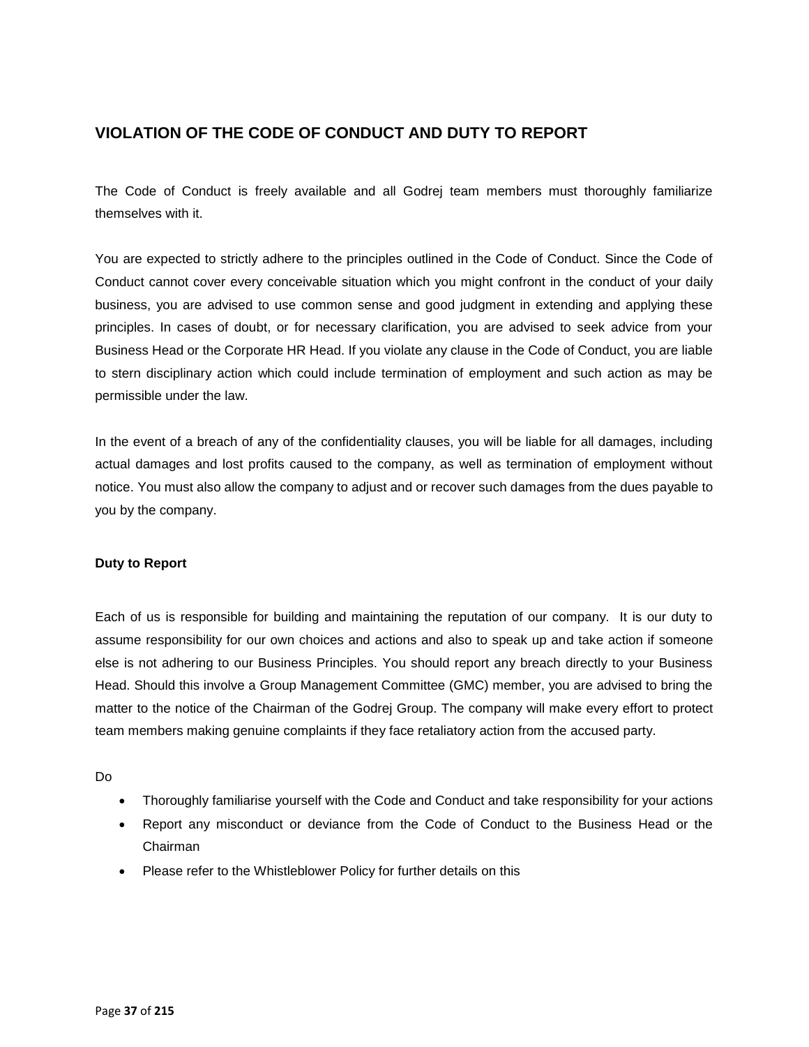## VIOLATION OF THE CODE OF CONDUCT AND DUTY TO REPORT

The Code of Conduct is freely available and all Godrej team members must thoroughly familiarize themselves with it.

You are expected to strictly adhere to the principles outlined in the Code of Conduct. Since the Code of Conduct cannot cover every conceivable situation which you might confront in the conduct of your daily business, you are advised to use common sense and good judgment in extending and applying these principles. In cases of doubt, or for necessary clarification, you are advised to seek advice from your Business Head or the Corporate HR Head. If you violate any clause in the Code of Conduct, you are liable to stern disciplinary action which could include termination of employment and such action as may be permissible under the law.

In the event of a breach of any of the confidentiality clauses, you will be liable for all damages, including actual damages and lost profits caused to the company, as well as termination of employment without notice. You must also allow the company to adjust and or recover such damages from the dues payable to you by the company.

### Duty to Report

Each of us is responsible for building and maintaining the reputation of our company. It is our duty to assume responsibility for our own choices and actions and also to speak up and take action if someone else is not adhering to our Business Principles. You should report any breach directly to your Business Head. Should this involve a Group Management Committee (GMC) member, you are advised to bring the matter to the notice of the Chairman of the Godrej Group. The company will make every effort to protect team members making genuine complaints if they face retaliatory action from the accused party.

Do

- Thoroughly familiarise yourself with the Code and Conduct and take responsibility for your actions
- Report any misconduct or deviance from the Code of Conduct to the Business Head or the Chairman
- Please refer to the Whistleblower Policy for further details on this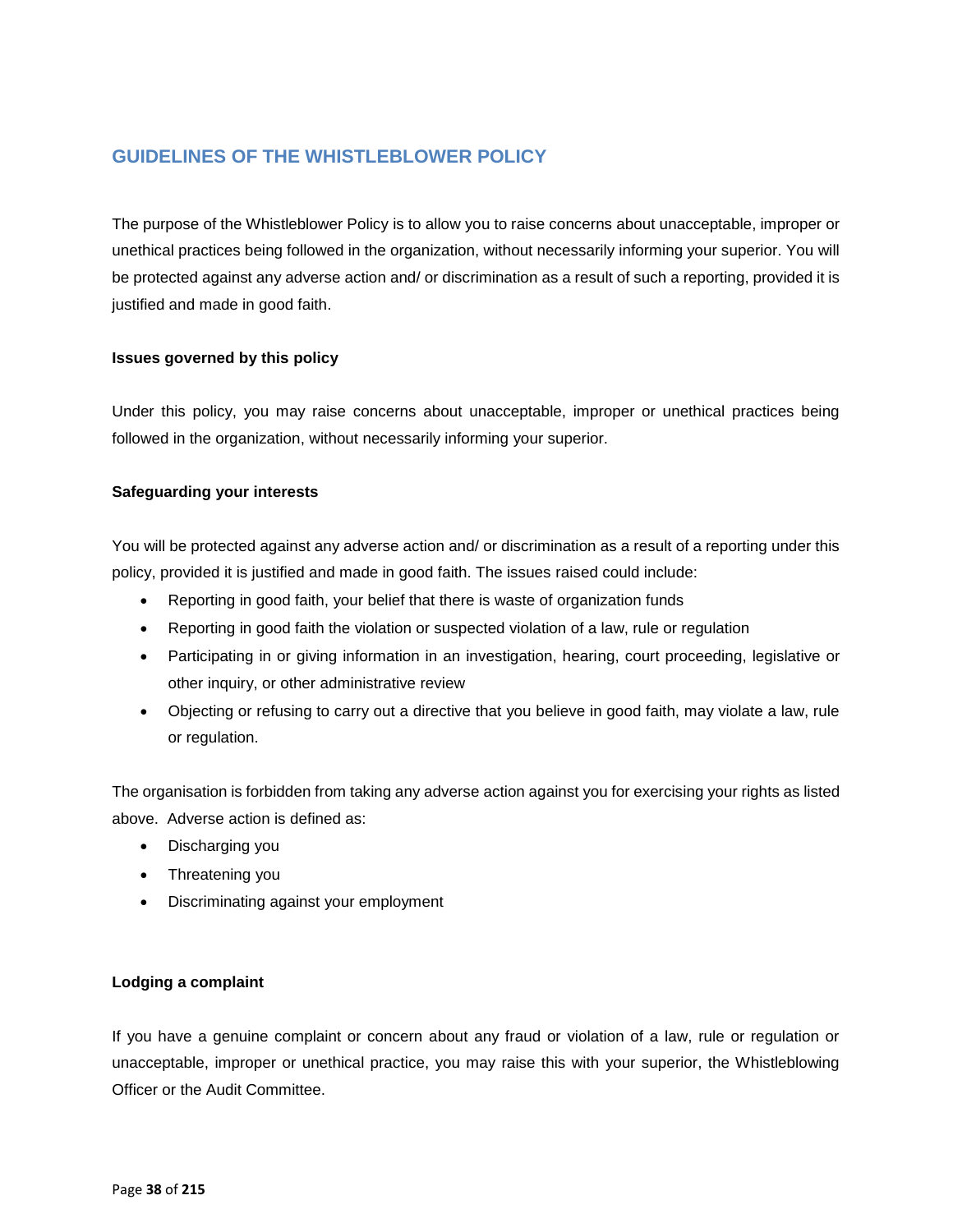## GUIDELINES OF THE WHISTLEBLOWER POLICY

The purpose of the Whistleblower Policy is to allow you to raise concerns about unacceptable, improper or unethical practices being followed in the organization, without necessarily informing your superior. You will be protected against any adverse action and/ or discrimination as a result of such a reporting, provided it is justified and made in good faith.

### Issues governed by this policy

Under this policy, you may raise concerns about unacceptable, improper or unethical practices being followed in the organization, without necessarily informing your superior.

### Safeguarding your interests

You will be protected against any adverse action and/ or discrimination as a result of a reporting under this policy, provided it is justified and made in good faith. The issues raised could include:

- Reporting in good faith, your belief that there is waste of organization funds
- Reporting in good faith the violation or suspected violation of a law, rule or regulation
- Participating in or giving information in an investigation, hearing, court proceeding, legislative or other inquiry, or other administrative review
- Objecting or refusing to carry out a directive that you believe in good faith, may violate a law, rule or regulation.

The organisation is forbidden from taking any adverse action against you for exercising your rights as listed above. Adverse action is defined as:

- Discharging you
- Threatening you
- Discriminating against your employment

### Lodging a complaint

If you have a genuine complaint or concern about any fraud or violation of a law, rule or regulation or unacceptable, improper or unethical practice, you may raise this with your superior, the Whistleblowing Officer or the Audit Committee.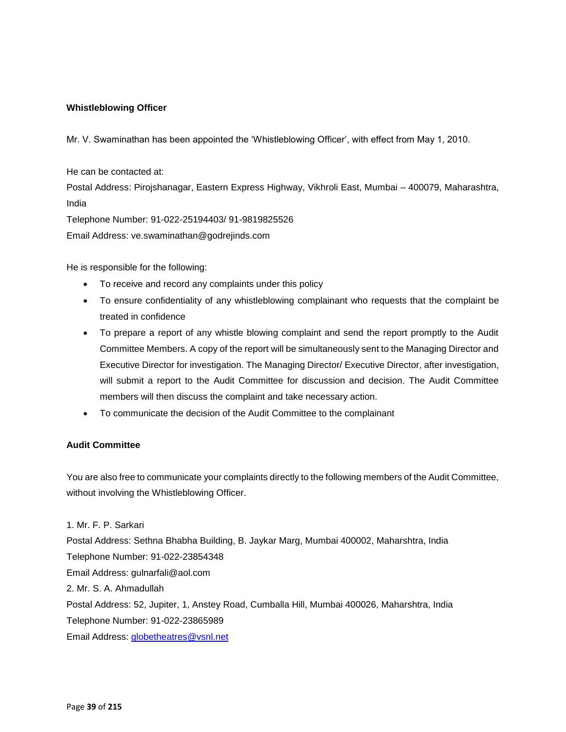**Whistleblowing Officer**

Mr. V. Swaminathan has been appointed the 'Whistleblowing Officer', with effect from May 1, 2010.

He can be contacted at:
Postal Address: Pirojshanagar, Eastern Express Highway, Vikhroli East, Mumbai – 400079, Maharashtra, India
Telephone Number: 91-022-25194403/ 91-9819825526
Email Address: ve.swaminathan@godrejinds.com

He is responsible for the following:

- To receive and record any complaints under this policy
- To ensure confidentiality of any whistleblowing complainant who requests that the complaint be treated in confidence
- To prepare a report of any whistle blowing complaint and send the report promptly to the Audit Committee Members. A copy of the report will be simultaneously sent to the Managing Director and Executive Director for investigation. The Managing Director/ Executive Director, after investigation, will submit a report to the Audit Committee for discussion and decision. The Audit Committee members will then discuss the complaint and take necessary action.
- To communicate the decision of the Audit Committee to the complainant

**Audit Committee**

You are also free to communicate your complaints directly to the following members of the Audit Committee, without involving the Whistleblowing Officer.

1. Mr. F. P. Sarkari
Postal Address: Sethna Bhabha Building, B. Jaykar Marg, Mumbai 400002, Maharshtra, India
Telephone Number: 91-022-23854348
Email Address: gulnarfali@aol.com
2. Mr. S. A. Ahmadullah
Postal Address: 52, Jupiter, 1, Anstey Road, Cumballa Hill, Mumbai 400026, Maharshtra, India
Telephone Number: 91-022-23865989
Email Address: globetheatres@vsnl.net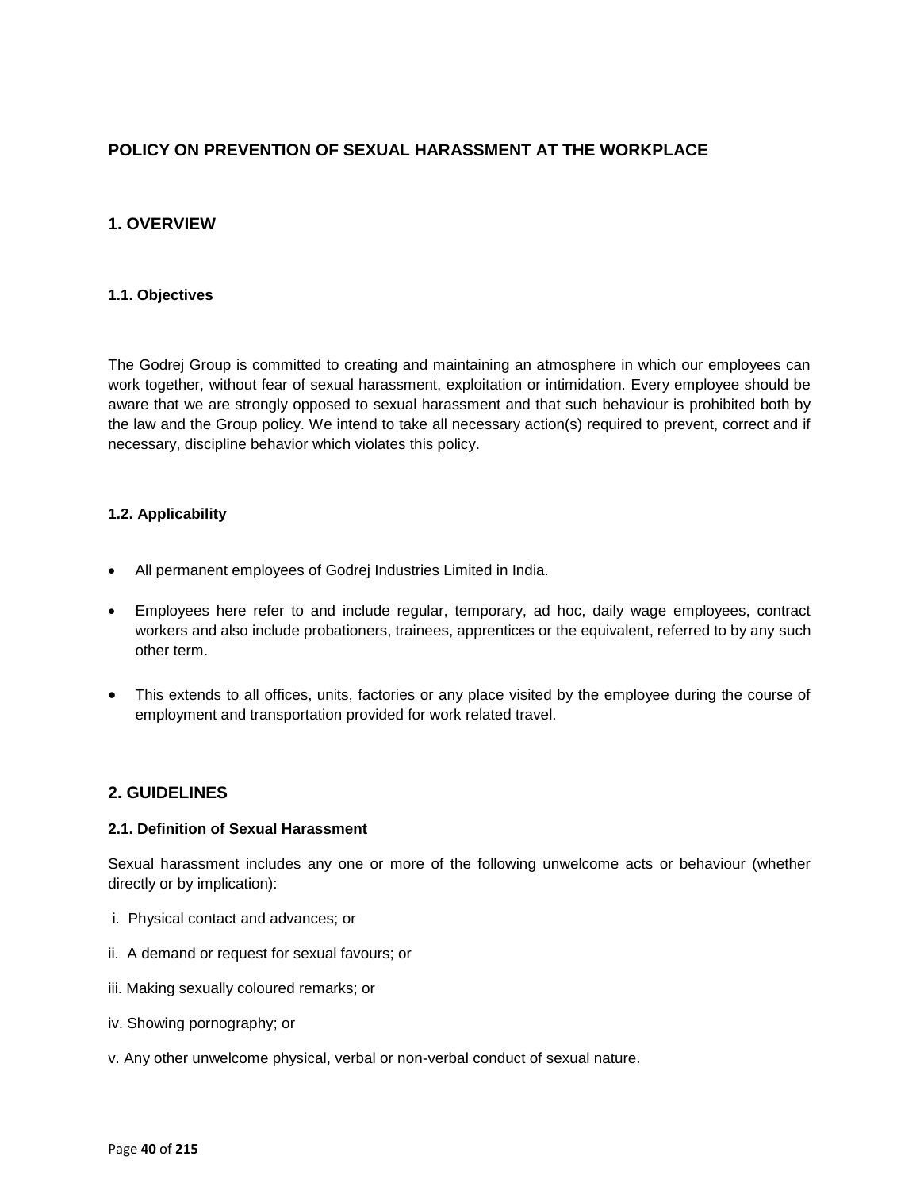# POLICY ON PREVENTION OF SEXUAL HARASSMENT AT THE WORKPLACE

## 1. OVERVIEW

### 1.1. Objectives

The Godrej Group is committed to creating and maintaining an atmosphere in which our employees can work together, without fear of sexual harassment, exploitation or intimidation. Every employee should be aware that we are strongly opposed to sexual harassment and that such behaviour is prohibited both by the law and the Group policy. We intend to take all necessary action(s) required to prevent, correct and if necessary, discipline behavior which violates this policy.

### 1.2. Applicability

- All permanent employees of Godrej Industries Limited in India.
- Employees here refer to and include regular, temporary, ad hoc, daily wage employees, contract workers and also include probationers, trainees, apprentices or the equivalent, referred to by any such other term.
- This extends to all offices, units, factories or any place visited by the employee during the course of employment and transportation provided for work related travel.

## 2. GUIDELINES

### 2.1. Definition of Sexual Harassment

Sexual harassment includes any one or more of the following unwelcome acts or behaviour (whether directly or by implication):

i. Physical contact and advances; or

ii. A demand or request for sexual favours; or

iii. Making sexually coloured remarks; or

iv. Showing pornography; or

v. Any other unwelcome physical, verbal or non-verbal conduct of sexual nature.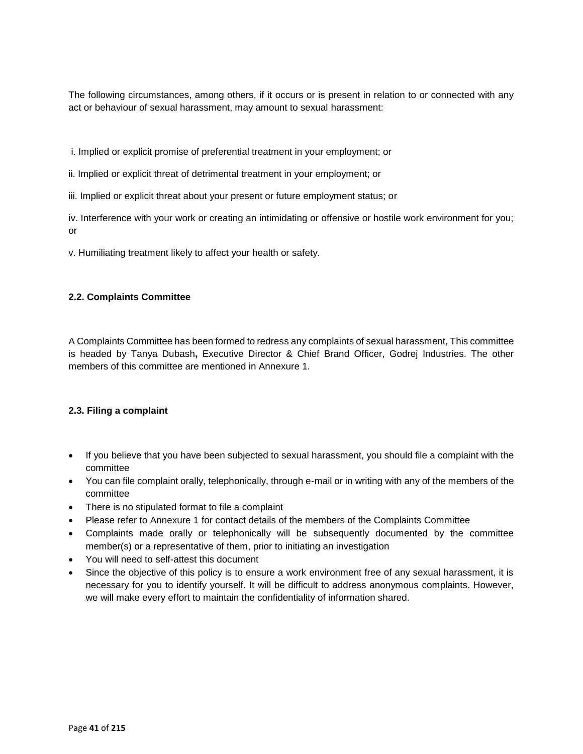The following circumstances, among others, if it occurs or is present in relation to or connected with any act or behaviour of sexual harassment, may amount to sexual harassment:

i. Implied or explicit promise of preferential treatment in your employment; or

ii. Implied or explicit threat of detrimental treatment in your employment; or

iii. Implied or explicit threat about your present or future employment status; or

iv. Interference with your work or creating an intimidating or offensive or hostile work environment for you; or

v. Humiliating treatment likely to affect your health or safety.

### 2.2. Complaints Committee

A Complaints Committee has been formed to redress any complaints of sexual harassment, This committee is headed by Tanya Dubash**,** Executive Director & Chief Brand Officer, Godrej Industries. The other members of this committee are mentioned in Annexure 1.

### 2.3. Filing a complaint

- If you believe that you have been subjected to sexual harassment, you should file a complaint with the committee
- You can file complaint orally, telephonically, through e-mail or in writing with any of the members of the committee
- There is no stipulated format to file a complaint
- Please refer to Annexure 1 for contact details of the members of the Complaints Committee
- Complaints made orally or telephonically will be subsequently documented by the committee member(s) or a representative of them, prior to initiating an investigation
- You will need to self-attest this document
- Since the objective of this policy is to ensure a work environment free of any sexual harassment, it is necessary for you to identify yourself. It will be difficult to address anonymous complaints. However, we will make every effort to maintain the confidentiality of information shared.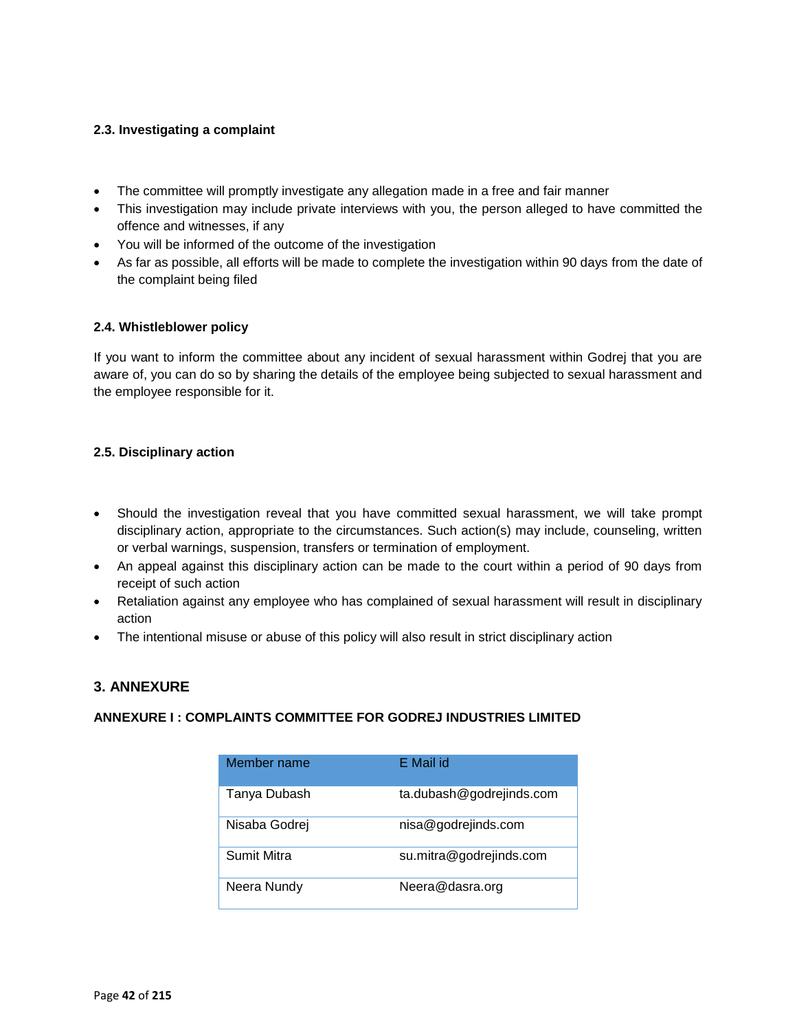### 2.3. Investigating a complaint

- The committee will promptly investigate any allegation made in a free and fair manner
- This investigation may include private interviews with you, the person alleged to have committed the offence and witnesses, if any
- You will be informed of the outcome of the investigation
- As far as possible, all efforts will be made to complete the investigation within 90 days from the date of the complaint being filed

### 2.4. Whistleblower policy

If you want to inform the committee about any incident of sexual harassment within Godrej that you are aware of, you can do so by sharing the details of the employee being subjected to sexual harassment and the employee responsible for it.

### 2.5. Disciplinary action

- Should the investigation reveal that you have committed sexual harassment, we will take prompt disciplinary action, appropriate to the circumstances. Such action(s) may include, counseling, written or verbal warnings, suspension, transfers or termination of employment.
- An appeal against this disciplinary action can be made to the court within a period of 90 days from receipt of such action
- Retaliation against any employee who has complained of sexual harassment will result in disciplinary action
- The intentional misuse or abuse of this policy will also result in strict disciplinary action

## 3. ANNEXURE

### ANNEXURE I : COMPLAINTS COMMITTEE FOR GODREJ INDUSTRIES LIMITED

| Member name | E Mail id |
|---|---|
| Tanya Dubash | ta.dubash@godrejinds.com |
| Nisaba Godrej | nisa@godrejinds.com |
| Sumit Mitra | su.mitra@godrejinds.com |
| Neera Nundy | Neera@dasra.org |